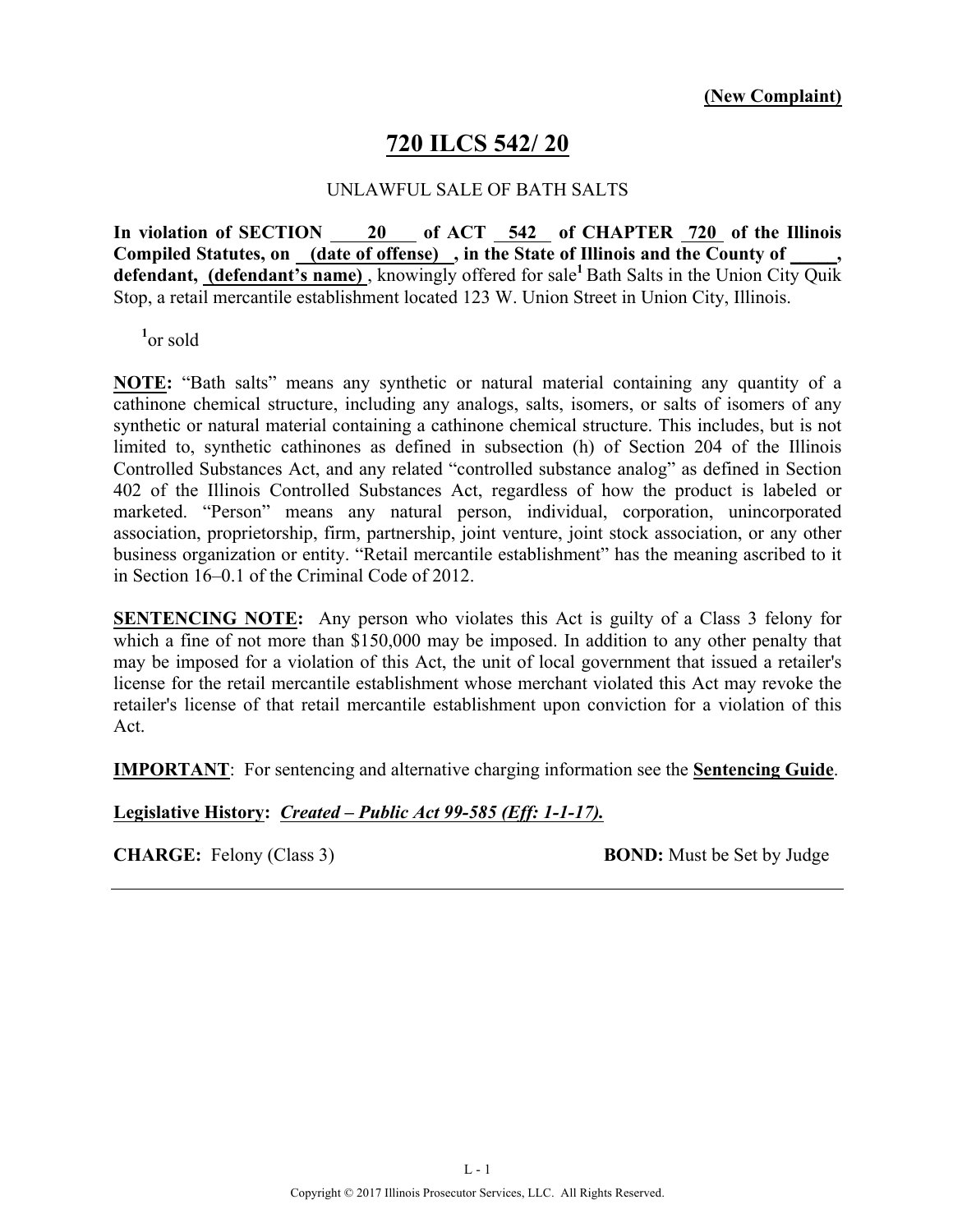**(New Complaint)**

# 720 ILCS 542/ 20

UNLAWFUL SALE OF BATH SALTS

**In violation of SECTION 20 of ACT 542 of CHAPTER 720 of the Illinois Compiled Statutes, on (date of offense), in the State of Illinois and the County of _____, defendant, (defendant's name)**, knowingly offered for sale[1] Bath Salts in the Union City Quik Stop, a retail mercantile establishment located 123 W. Union Street in Union City, Illinois.

[1]or sold

**NOTE:** "Bath salts" means any synthetic or natural material containing any quantity of a cathinone chemical structure, including any analogs, salts, isomers, or salts of isomers of any synthetic or natural material containing a cathinone chemical structure. This includes, but is not limited to, synthetic cathinones as defined in subsection (h) of Section 204 of the Illinois Controlled Substances Act, and any related "controlled substance analog" as defined in Section 402 of the Illinois Controlled Substances Act, regardless of how the product is labeled or marketed. "Person" means any natural person, individual, corporation, unincorporated association, proprietorship, firm, partnership, joint venture, joint stock association, or any other business organization or entity. "Retail mercantile establishment" has the meaning ascribed to it in Section 16–0.1 of the Criminal Code of 2012.

**SENTENCING NOTE:** Any person who violates this Act is guilty of a Class 3 felony for which a fine of not more than $150,000 may be imposed. In addition to any other penalty that may be imposed for a violation of this Act, the unit of local government that issued a retailer's license for the retail mercantile establishment whose merchant violated this Act may revoke the retailer's license of that retail mercantile establishment upon conviction for a violation of this Act.

**IMPORTANT**: For sentencing and alternative charging information see the **Sentencing Guide**.

**Legislative History:** ***Created – Public Act 99-585 (Eff: 1-1-17).***

**CHARGE:** Felony (Class 3) **BOND:** Must be Set by Judge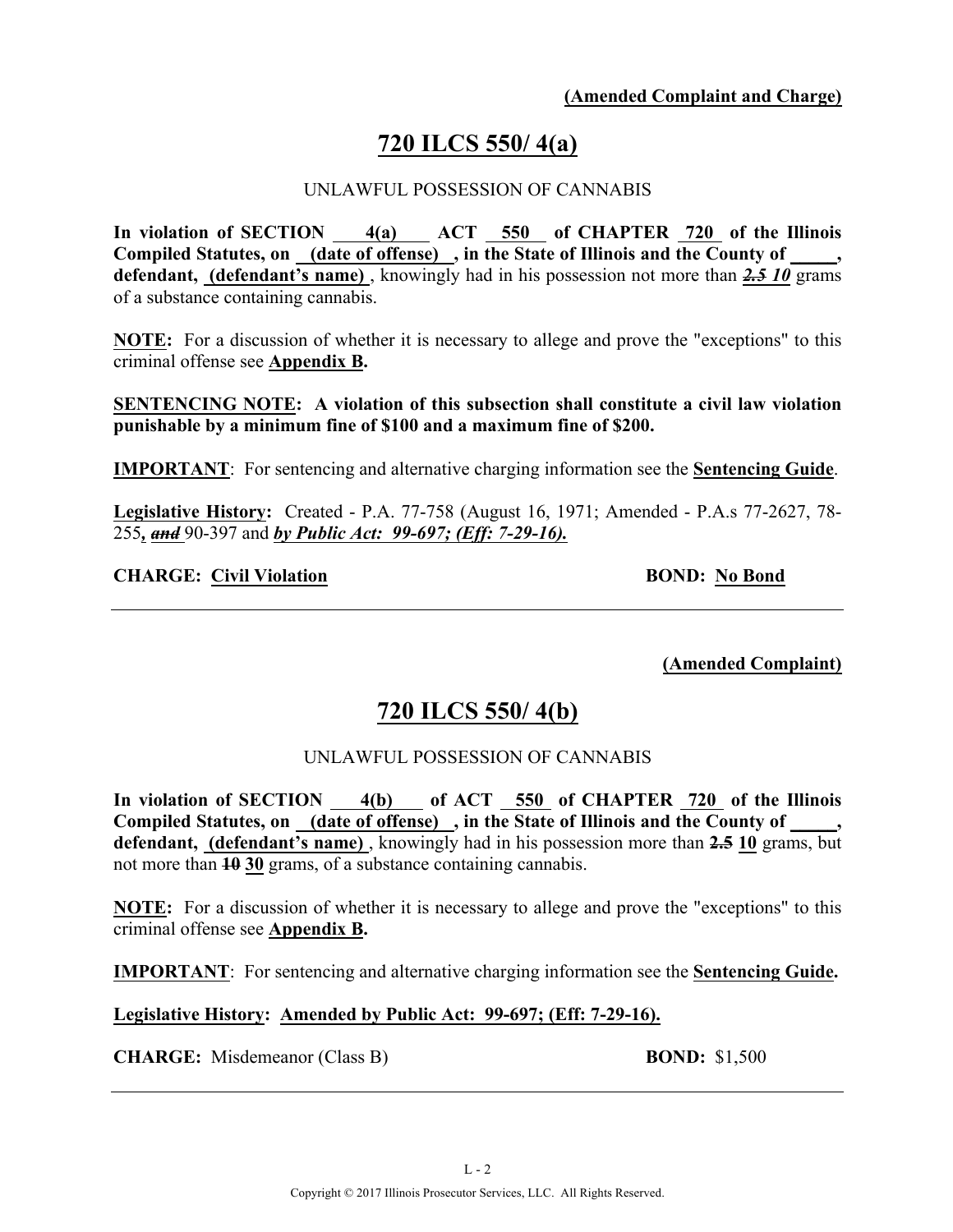**(Amended Complaint and Charge)**

# 720 ILCS 550/ 4(a)

UNLAWFUL POSSESSION OF CANNABIS

**In violation of SECTION 4(a) ACT 550 of CHAPTER 720 of the Illinois Compiled Statutes, on (date of offense), in the State of Illinois and the County of \_\_\_\_\_, defendant, (defendant's name)**, knowingly had in his possession not more than ~~***2.5***~~ ***10*** grams of a substance containing cannabis.

**NOTE:** For a discussion of whether it is necessary to allege and prove the "exceptions" to this criminal offense see **Appendix B.**

**SENTENCING NOTE: A violation of this subsection shall constitute a civil law violation punishable by a minimum fine of $100 and a maximum fine of $200.**

**IMPORTANT**: For sentencing and alternative charging information see the **Sentencing Guide**.

**Legislative History:** Created - P.A. 77-758 (August 16, 1971; Amended - P.A.s 77-2627, 78-255***,*** ~~***and***~~ 90-397 and ***by Public Act: 99-697; (Eff: 7-29-16).***

**CHARGE: Civil Violation** **BOND: No Bond**

---

**(Amended Complaint)**

# 720 ILCS 550/ 4(b)

UNLAWFUL POSSESSION OF CANNABIS

**In violation of SECTION 4(b) of ACT 550 of CHAPTER 720 of the Illinois Compiled Statutes, on (date of offense), in the State of Illinois and the County of \_\_\_\_\_, defendant, (defendant's name)**, knowingly had in his possession more than ~~**2.5**~~ **10** grams, but not more than ~~**10**~~ **30** grams, of a substance containing cannabis.

**NOTE:** For a discussion of whether it is necessary to allege and prove the "exceptions" to this criminal offense see **Appendix B.**

**IMPORTANT**: For sentencing and alternative charging information see the **Sentencing Guide.**

**Legislative History: Amended by Public Act: 99-697; (Eff: 7-29-16).**

**CHARGE:** Misdemeanor (Class B) **BOND:** $1,500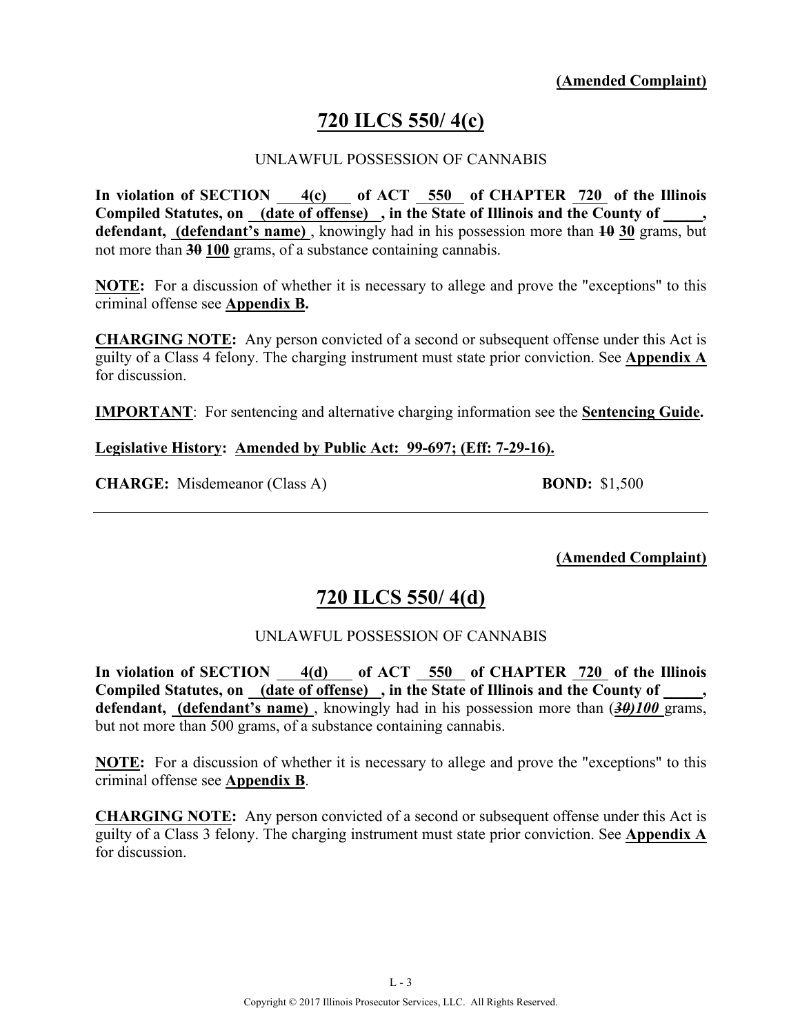**(Amended Complaint)**

# 720 ILCS 550/ 4(c)

UNLAWFUL POSSESSION OF CANNABIS

**In violation of SECTION 4(c) of ACT 550 of CHAPTER 720 of the Illinois Compiled Statutes, on (date of offense), in the State of Illinois and the County of _____, defendant, (defendant's name)**, knowingly had in his possession more than ~~10~~ **30** grams, but not more than ~~30~~ **100** grams, of a substance containing cannabis.

**NOTE:** For a discussion of whether it is necessary to allege and prove the "exceptions" to this criminal offense see **Appendix B.**

**CHARGING NOTE:** Any person convicted of a second or subsequent offense under this Act is guilty of a Class 4 felony. The charging instrument must state prior conviction. See **Appendix A** for discussion.

**IMPORTANT**: For sentencing and alternative charging information see the **Sentencing Guide.**

**Legislative History: Amended by Public Act: 99-697; (Eff: 7-29-16).**

**CHARGE:** Misdemeanor (Class A) **BOND:** $1,500

---

**(Amended Complaint)**

# 720 ILCS 550/ 4(d)

UNLAWFUL POSSESSION OF CANNABIS

**In violation of SECTION 4(d) of ACT 550 of CHAPTER 720 of the Illinois Compiled Statutes, on (date of offense), in the State of Illinois and the County of _____, defendant, (defendant's name)**, knowingly had in his possession more than (***~~30~~)100*** grams, but not more than 500 grams, of a substance containing cannabis.

**NOTE:** For a discussion of whether it is necessary to allege and prove the "exceptions" to this criminal offense see **Appendix B**.

**CHARGING NOTE:** Any person convicted of a second or subsequent offense under this Act is guilty of a Class 3 felony. The charging instrument must state prior conviction. See **Appendix A** for discussion.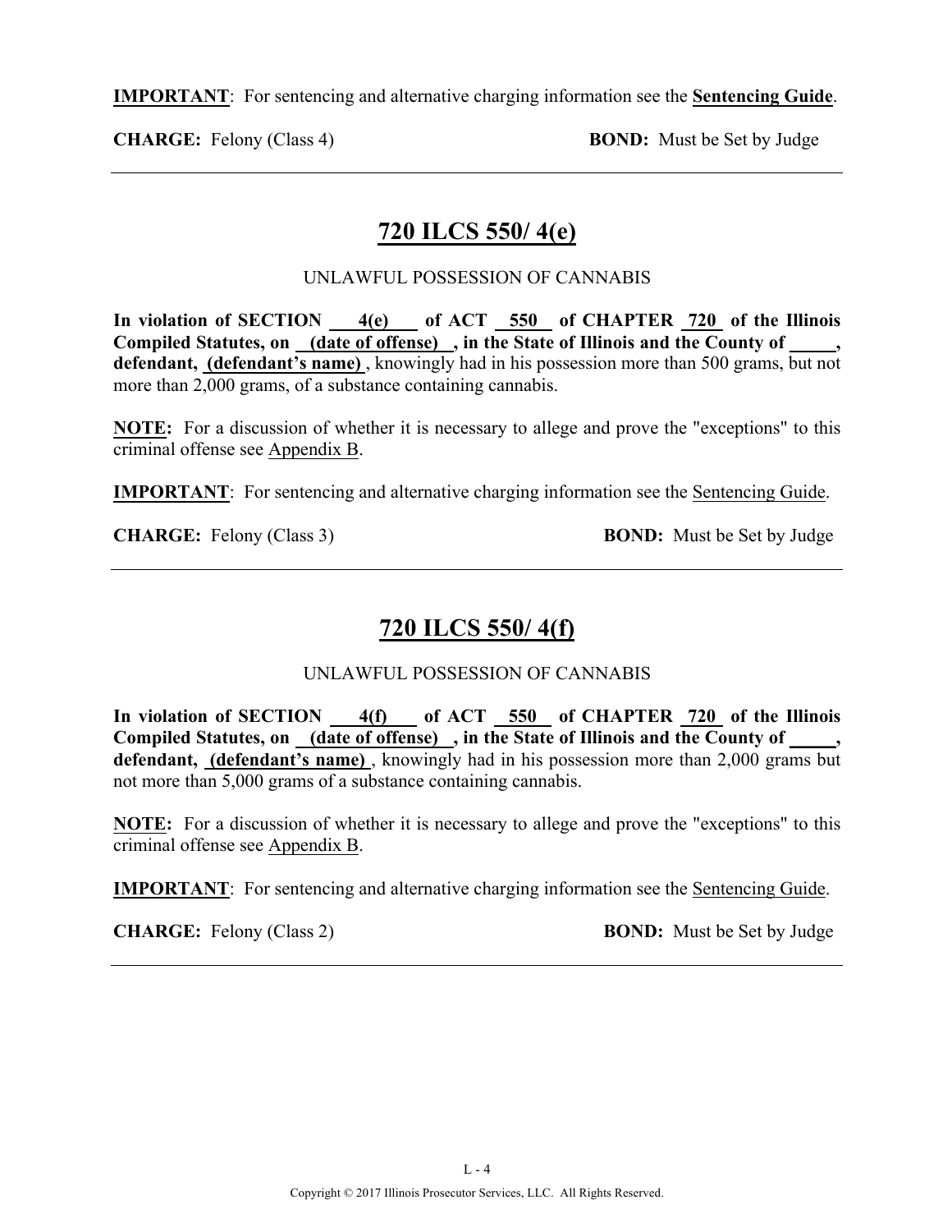**IMPORTANT**: For sentencing and alternative charging information see the **Sentencing Guide**.

**CHARGE:** Felony (Class 4) **BOND:** Must be Set by Judge

---

## 720 ILCS 550/ 4(e)

UNLAWFUL POSSESSION OF CANNABIS

**In violation of SECTION 4(e) of ACT 550 of CHAPTER 720 of the Illinois Compiled Statutes, on (date of offense) , in the State of Illinois and the County of _____, defendant, (defendant's name)** , knowingly had in his possession more than 500 grams, but not more than 2,000 grams, of a substance containing cannabis.

**NOTE:** For a discussion of whether it is necessary to allege and prove the "exceptions" to this criminal offense see Appendix B.

**IMPORTANT**: For sentencing and alternative charging information see the Sentencing Guide.

**CHARGE:** Felony (Class 3) **BOND:** Must be Set by Judge

---

## 720 ILCS 550/ 4(f)

UNLAWFUL POSSESSION OF CANNABIS

**In violation of SECTION 4(f) of ACT 550 of CHAPTER 720 of the Illinois Compiled Statutes, on (date of offense) , in the State of Illinois and the County of _____, defendant, (defendant's name)** , knowingly had in his possession more than 2,000 grams but not more than 5,000 grams of a substance containing cannabis.

**NOTE:** For a discussion of whether it is necessary to allege and prove the "exceptions" to this criminal offense see Appendix B.

**IMPORTANT**: For sentencing and alternative charging information see the Sentencing Guide.

**CHARGE:** Felony (Class 2) **BOND:** Must be Set by Judge

---

Copyright © 2017 Illinois Prosecutor Services, LLC. All Rights Reserved.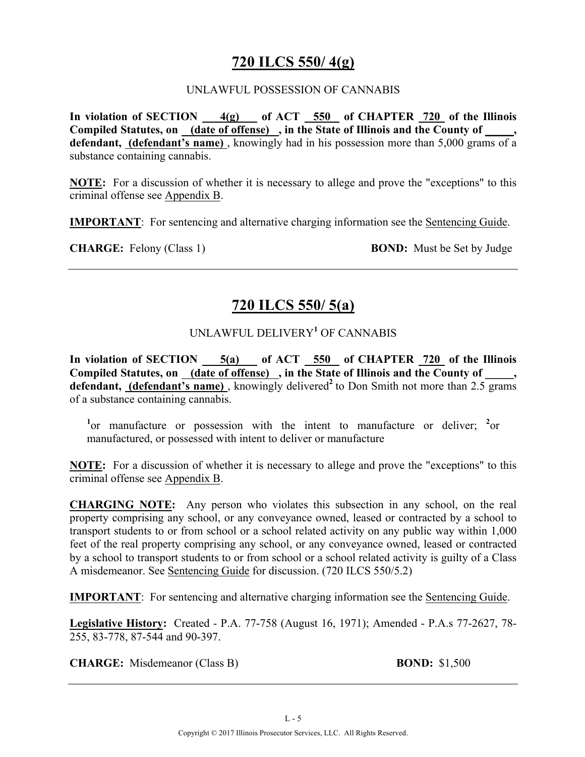# 720 ILCS 550/ 4(g)

UNLAWFUL POSSESSION OF CANNABIS

**In violation of SECTION 4(g) of ACT 550 of CHAPTER 720 of the Illinois Compiled Statutes, on (date of offense), in the State of Illinois and the County of _____, defendant, (defendant's name)**, knowingly had in his possession more than 5,000 grams of a substance containing cannabis.

**NOTE:** For a discussion of whether it is necessary to allege and prove the "exceptions" to this criminal offense see Appendix B.

**IMPORTANT**: For sentencing and alternative charging information see the Sentencing Guide.

**CHARGE:** Felony (Class 1) **BOND:** Must be Set by Judge

---

# 720 ILCS 550/ 5(a)

UNLAWFUL DELIVERY[1] OF CANNABIS

**In violation of SECTION 5(a) of ACT 550 of CHAPTER 720 of the Illinois Compiled Statutes, on (date of offense), in the State of Illinois and the County of _____, defendant, (defendant's name)**, knowingly delivered[2] to Don Smith not more than 2.5 grams of a substance containing cannabis.

[1]or manufacture or possession with the intent to manufacture or deliver; [2]or manufactured, or possessed with intent to deliver or manufacture

**NOTE:** For a discussion of whether it is necessary to allege and prove the "exceptions" to this criminal offense see Appendix B.

**CHARGING NOTE:** Any person who violates this subsection in any school, on the real property comprising any school, or any conveyance owned, leased or contracted by a school to transport students to or from school or a school related activity on any public way within 1,000 feet of the real property comprising any school, or any conveyance owned, leased or contracted by a school to transport students to or from school or a school related activity is guilty of a Class A misdemeanor. See Sentencing Guide for discussion. (720 ILCS 550/5.2)

**IMPORTANT**: For sentencing and alternative charging information see the Sentencing Guide.

**Legislative History:** Created - P.A. 77-758 (August 16, 1971); Amended - P.A.s 77-2627, 78-255, 83-778, 87-544 and 90-397.

**CHARGE:** Misdemeanor (Class B) **BOND:** $1,500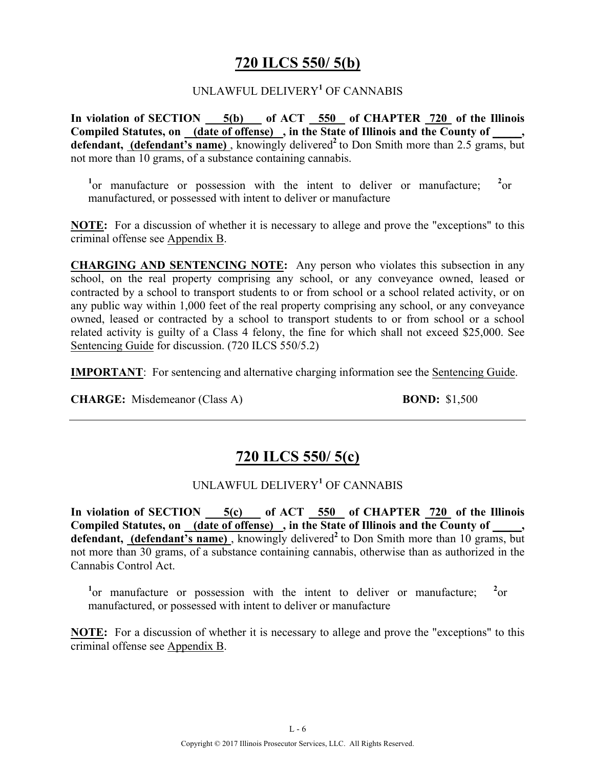## 720 ILCS 550/ 5(b)

UNLAWFUL DELIVERY[1] OF CANNABIS

**In violation of SECTION 5(b) of ACT 550 of CHAPTER 720 of the Illinois Compiled Statutes, on (date of offense), in the State of Illinois and the County of \_\_\_\_\_, defendant, (defendant's name)**, knowingly delivered[2] to Don Smith more than 2.5 grams, but not more than 10 grams, of a substance containing cannabis.

[1] or manufacture or possession with the intent to deliver or manufacture; [2] or manufactured, or possessed with intent to deliver or manufacture

**NOTE:** For a discussion of whether it is necessary to allege and prove the "exceptions" to this criminal offense see Appendix B.

**CHARGING AND SENTENCING NOTE:** Any person who violates this subsection in any school, on the real property comprising any school, or any conveyance owned, leased or contracted by a school to transport students to or from school or a school related activity, or on any public way within 1,000 feet of the real property comprising any school, or any conveyance owned, leased or contracted by a school to transport students to or from school or a school related activity is guilty of a Class 4 felony, the fine for which shall not exceed $25,000. See Sentencing Guide for discussion. (720 ILCS 550/5.2)

**IMPORTANT**: For sentencing and alternative charging information see the Sentencing Guide.

**CHARGE:** Misdemeanor (Class A) **BOND:** $1,500

---

## 720 ILCS 550/ 5(c)

UNLAWFUL DELIVERY[1] OF CANNABIS

**In violation of SECTION 5(c) of ACT 550 of CHAPTER 720 of the Illinois Compiled Statutes, on (date of offense), in the State of Illinois and the County of \_\_\_\_\_, defendant, (defendant's name)**, knowingly delivered[2] to Don Smith more than 10 grams, but not more than 30 grams, of a substance containing cannabis, otherwise than as authorized in the Cannabis Control Act.

[1] or manufacture or possession with the intent to deliver or manufacture; [2] or manufactured, or possessed with intent to deliver or manufacture

**NOTE:** For a discussion of whether it is necessary to allege and prove the "exceptions" to this criminal offense see Appendix B.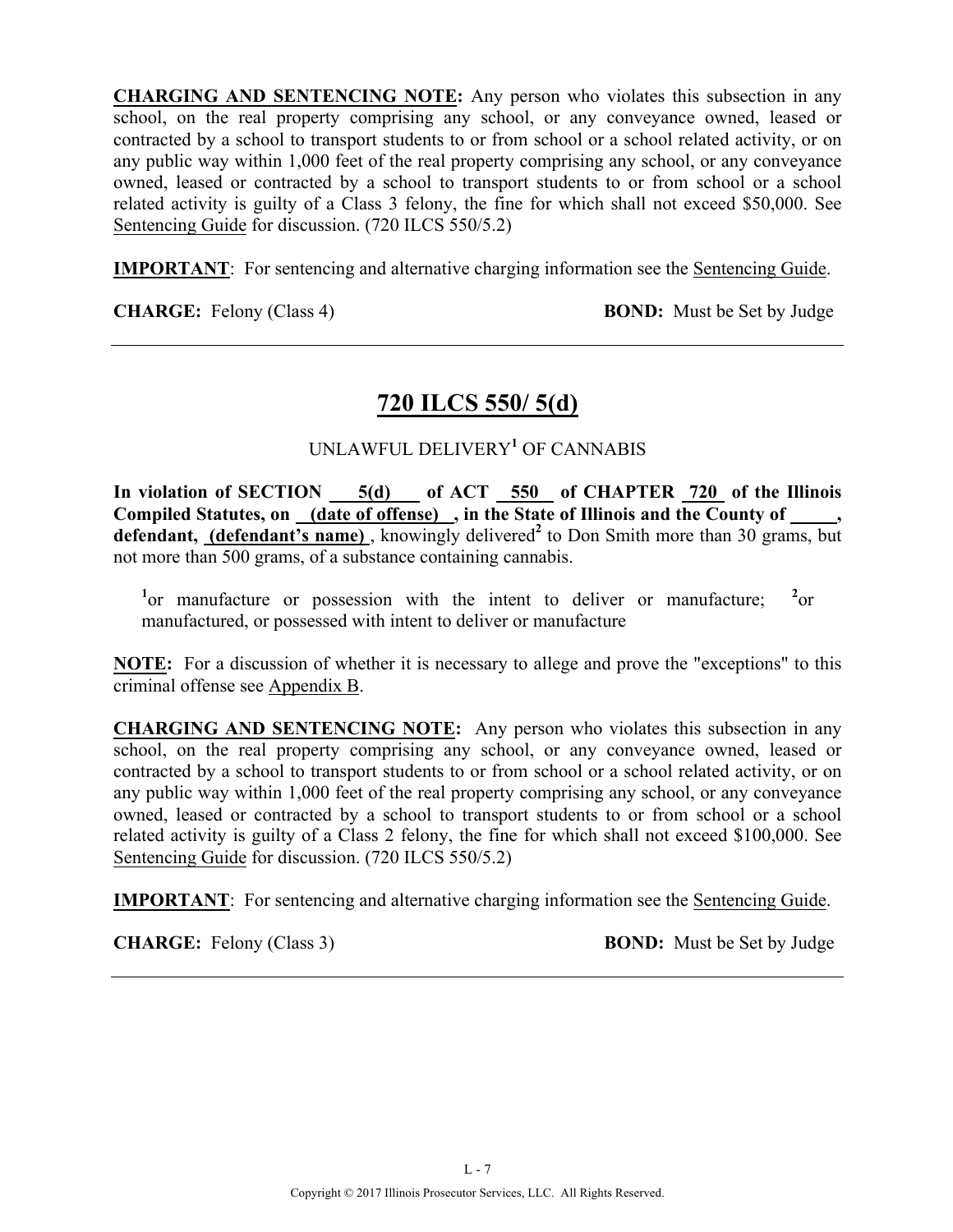**CHARGING AND SENTENCING NOTE:** Any person who violates this subsection in any school, on the real property comprising any school, or any conveyance owned, leased or contracted by a school to transport students to or from school or a school related activity, or on any public way within 1,000 feet of the real property comprising any school, or any conveyance owned, leased or contracted by a school to transport students to or from school or a school related activity is guilty of a Class 3 felony, the fine for which shall not exceed $50,000. See Sentencing Guide for discussion. (720 ILCS 550/5.2)

**IMPORTANT**: For sentencing and alternative charging information see the Sentencing Guide.

**CHARGE:** Felony (Class 4) **BOND:** Must be Set by Judge

---

## 720 ILCS 550/ 5(d)

UNLAWFUL DELIVERY[1] OF CANNABIS

**In violation of SECTION 5(d) of ACT 550 of CHAPTER 720 of the Illinois Compiled Statutes, on (date of offense) , in the State of Illinois and the County of \_\_\_\_\_, defendant, (defendant's name)**, knowingly delivered[2] to Don Smith more than 30 grams, but not more than 500 grams, of a substance containing cannabis.

[1]or manufacture or possession with the intent to deliver or manufacture; [2]or manufactured, or possessed with intent to deliver or manufacture

**NOTE:** For a discussion of whether it is necessary to allege and prove the "exceptions" to this criminal offense see Appendix B.

**CHARGING AND SENTENCING NOTE:** Any person who violates this subsection in any school, on the real property comprising any school, or any conveyance owned, leased or contracted by a school to transport students to or from school or a school related activity, or on any public way within 1,000 feet of the real property comprising any school, or any conveyance owned, leased or contracted by a school to transport students to or from school or a school related activity is guilty of a Class 2 felony, the fine for which shall not exceed $100,000. See Sentencing Guide for discussion. (720 ILCS 550/5.2)

**IMPORTANT**: For sentencing and alternative charging information see the Sentencing Guide.

**CHARGE:** Felony (Class 3) **BOND:** Must be Set by Judge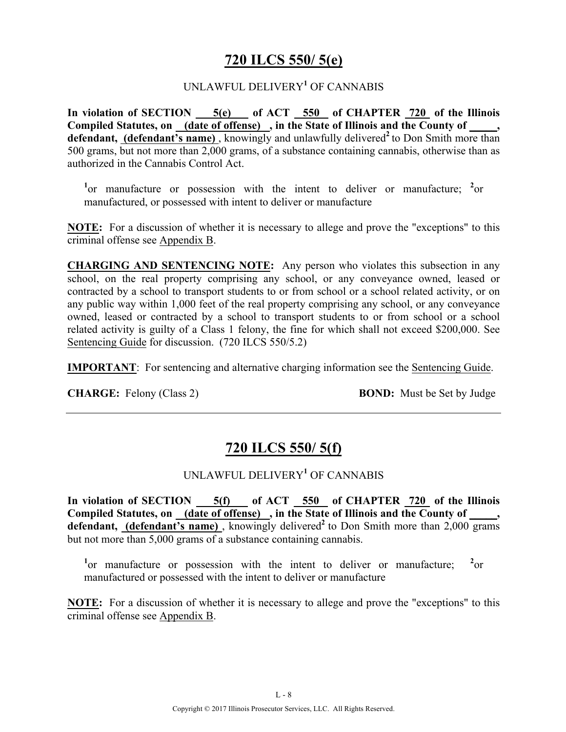# 720 ILCS 550/ 5(e)

UNLAWFUL DELIVERY[1] OF CANNABIS

**In violation of SECTION 5(e) of ACT 550 of CHAPTER 720 of the Illinois Compiled Statutes, on (date of offense), in the State of Illinois and the County of _____, defendant, (defendant's name)**, knowingly and unlawfully delivered[2] to Don Smith more than 500 grams, but not more than 2,000 grams, of a substance containing cannabis, otherwise than as authorized in the Cannabis Control Act.

[1]or manufacture or possession with the intent to deliver or manufacture; [2]or manufactured, or possessed with intent to deliver or manufacture

**NOTE:** For a discussion of whether it is necessary to allege and prove the "exceptions" to this criminal offense see Appendix B.

**CHARGING AND SENTENCING NOTE:** Any person who violates this subsection in any school, on the real property comprising any school, or any conveyance owned, leased or contracted by a school to transport students to or from school or a school related activity, or on any public way within 1,000 feet of the real property comprising any school, or any conveyance owned, leased or contracted by a school to transport students to or from school or a school related activity is guilty of a Class 1 felony, the fine for which shall not exceed $200,000. See Sentencing Guide for discussion. (720 ILCS 550/5.2)

**IMPORTANT**: For sentencing and alternative charging information see the Sentencing Guide.

**CHARGE:** Felony (Class 2) **BOND:** Must be Set by Judge

---

# 720 ILCS 550/ 5(f)

UNLAWFUL DELIVERY[1] OF CANNABIS

**In violation of SECTION 5(f) of ACT 550 of CHAPTER 720 of the Illinois Compiled Statutes, on (date of offense), in the State of Illinois and the County of _____, defendant, (defendant's name)**, knowingly delivered[2] to Don Smith more than 2,000 grams but not more than 5,000 grams of a substance containing cannabis.

[1]or manufacture or possession with the intent to deliver or manufacture; [2]or manufactured or possessed with the intent to deliver or manufacture

**NOTE:** For a discussion of whether it is necessary to allege and prove the "exceptions" to this criminal offense see Appendix B.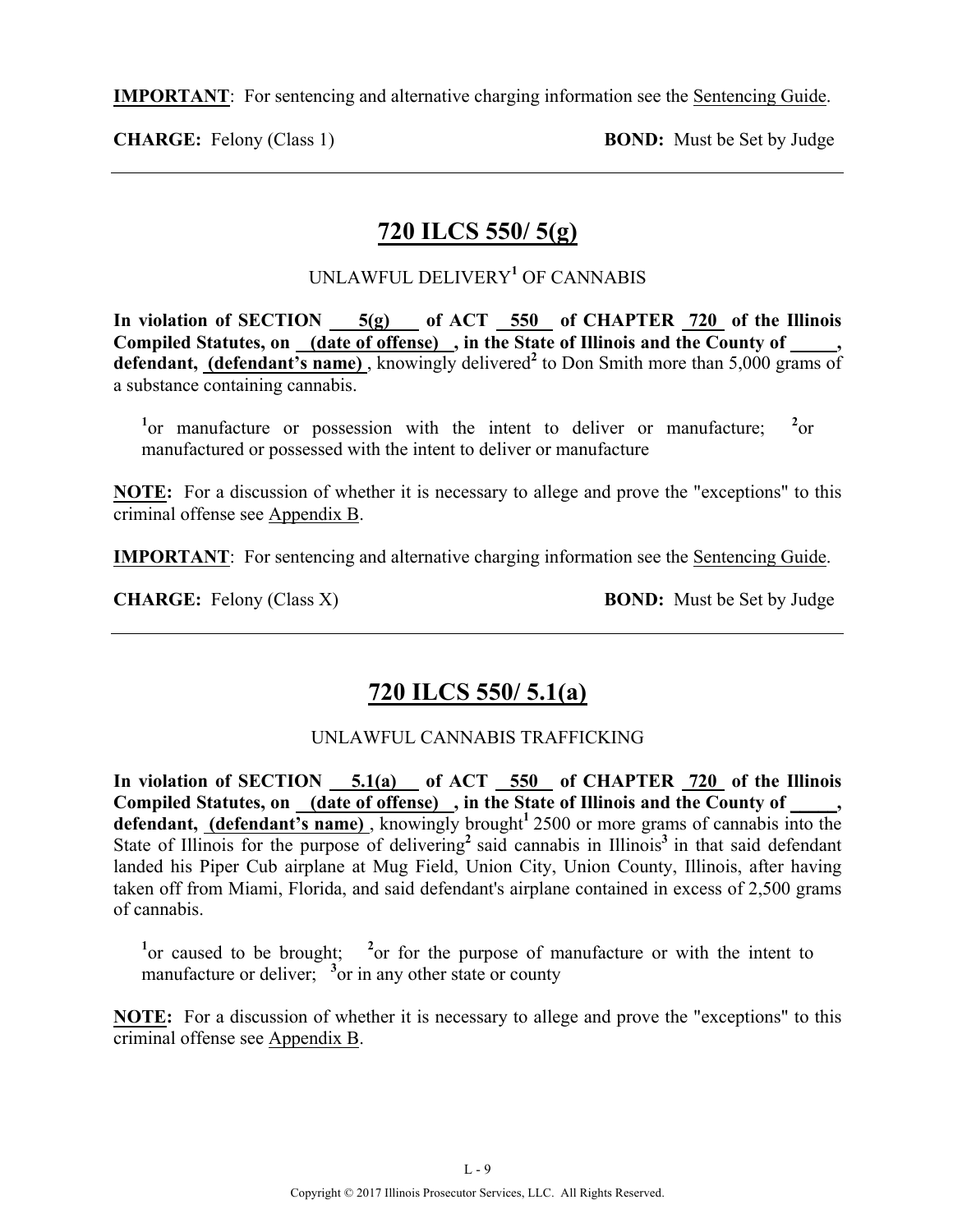**IMPORTANT**: For sentencing and alternative charging information see the Sentencing Guide.

**CHARGE:** Felony (Class 1) **BOND:** Must be Set by Judge

---

## 720 ILCS 550/ 5(g)

UNLAWFUL DELIVERY[1] OF CANNABIS

**In violation of SECTION 5(g) of ACT 550 of CHAPTER 720 of the Illinois Compiled Statutes, on (date of offense) , in the State of Illinois and the County of \_\_\_\_\_, defendant, (defendant's name)** , knowingly delivered[2] to Don Smith more than 5,000 grams of a substance containing cannabis.

[1]or manufacture or possession with the intent to deliver or manufacture; [2]or manufactured or possessed with the intent to deliver or manufacture

**NOTE:** For a discussion of whether it is necessary to allege and prove the "exceptions" to this criminal offense see Appendix B.

**IMPORTANT**: For sentencing and alternative charging information see the Sentencing Guide.

**CHARGE:** Felony (Class X) **BOND:** Must be Set by Judge

---

## 720 ILCS 550/ 5.1(a)

UNLAWFUL CANNABIS TRAFFICKING

**In violation of SECTION 5.1(a) of ACT 550 of CHAPTER 720 of the Illinois Compiled Statutes, on (date of offense) , in the State of Illinois and the County of \_\_\_\_\_, defendant, (defendant's name)** , knowingly brought[1] 2500 or more grams of cannabis into the State of Illinois for the purpose of delivering[2] said cannabis in Illinois[3] in that said defendant landed his Piper Cub airplane at Mug Field, Union City, Union County, Illinois, after having taken off from Miami, Florida, and said defendant's airplane contained in excess of 2,500 grams of cannabis.

[1]or caused to be brought; [2]or for the purpose of manufacture or with the intent to manufacture or deliver; [3]or in any other state or county

**NOTE:** For a discussion of whether it is necessary to allege and prove the "exceptions" to this criminal offense see Appendix B.

Copyright © 2017 Illinois Prosecutor Services, LLC. All Rights Reserved.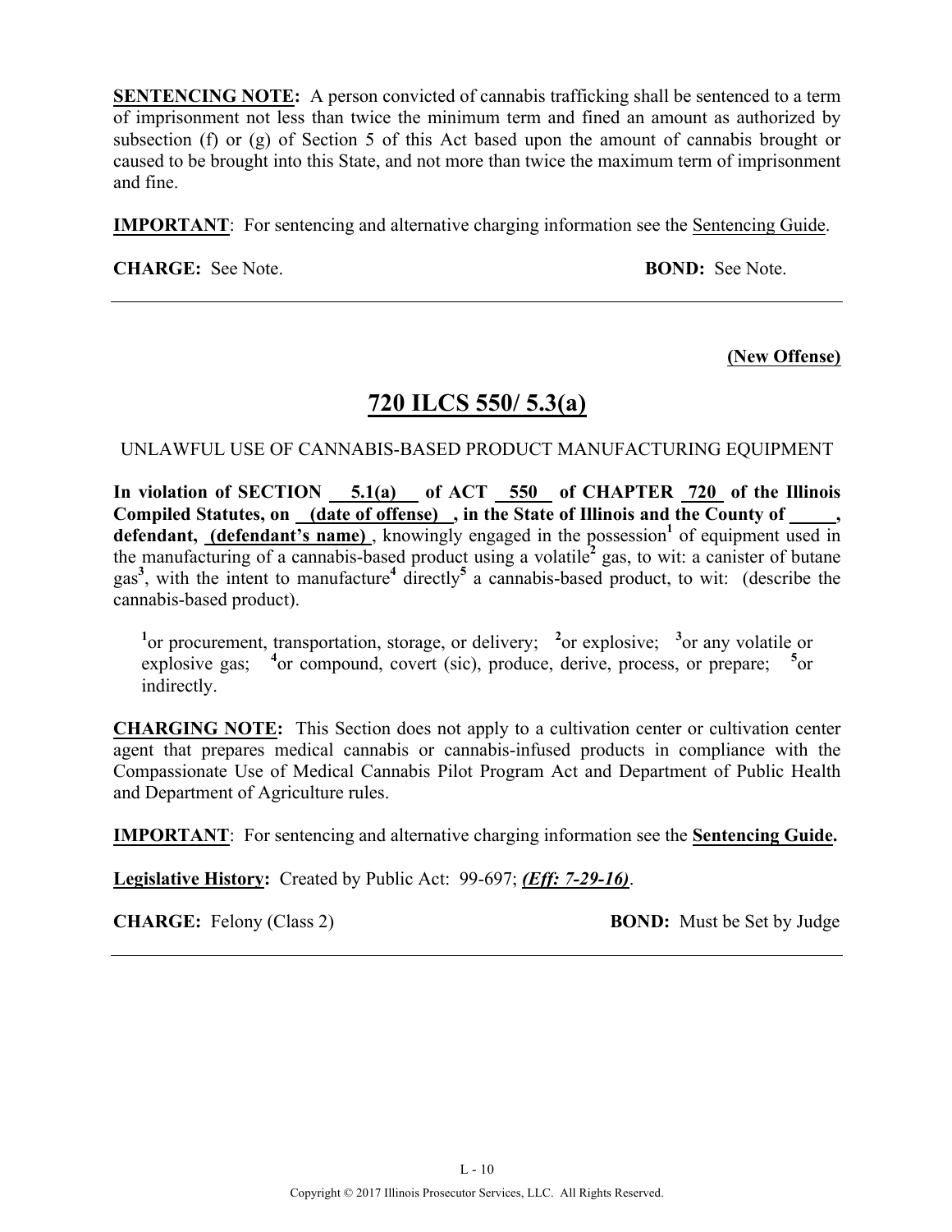**SENTENCING NOTE:** A person convicted of cannabis trafficking shall be sentenced to a term of imprisonment not less than twice the minimum term and fined an amount as authorized by subsection (f) or (g) of Section 5 of this Act based upon the amount of cannabis brought or caused to be brought into this State, and not more than twice the maximum term of imprisonment and fine.

**IMPORTANT**: For sentencing and alternative charging information see the Sentencing Guide.

**CHARGE:** See Note. **BOND:** See Note.

---

**(New Offense)**

# 720 ILCS 550/ 5.3(a)

UNLAWFUL USE OF CANNABIS-BASED PRODUCT MANUFACTURING EQUIPMENT

**In violation of SECTION 5.1(a) of ACT 550 of CHAPTER 720 of the Illinois Compiled Statutes, on (date of offense) , in the State of Illinois and the County of \_\_\_\_\_, defendant, (defendant's name)**, knowingly engaged in the possession[1] of equipment used in the manufacturing of a cannabis-based product using a volatile[2] gas, to wit: a canister of butane gas[3], with the intent to manufacture[4] directly[5] a cannabis-based product, to wit: (describe the cannabis-based product).

[1]or procurement, transportation, storage, or delivery; [2]or explosive; [3]or any volatile or explosive gas; [4]or compound, covert (sic), produce, derive, process, or prepare; [5]or indirectly.

**CHARGING NOTE:** This Section does not apply to a cultivation center or cultivation center agent that prepares medical cannabis or cannabis-infused products in compliance with the Compassionate Use of Medical Cannabis Pilot Program Act and Department of Public Health and Department of Agriculture rules.

**IMPORTANT**: For sentencing and alternative charging information see the **Sentencing Guide.**

**Legislative History:** Created by Public Act: 99-697; ***(Eff: 7-29-16)***.

**CHARGE:** Felony (Class 2) **BOND:** Must be Set by Judge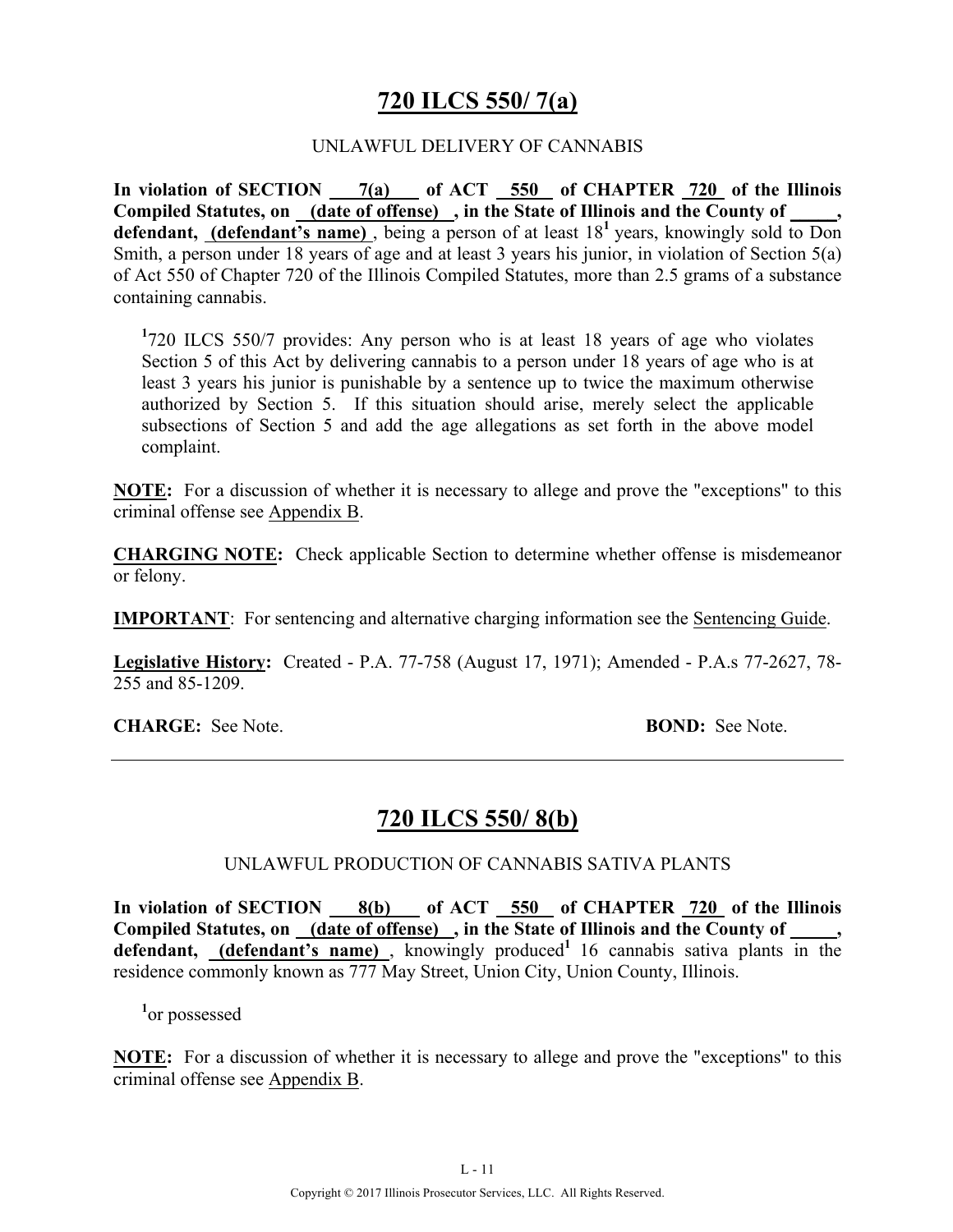# 720 ILCS 550/ 7(a)

UNLAWFUL DELIVERY OF CANNABIS

**In violation of SECTION 7(a) of ACT 550 of CHAPTER 720 of the Illinois Compiled Statutes, on (date of offense), in the State of Illinois and the County of _____, defendant, (defendant's name)**, being a person of at least 18[1] years, knowingly sold to Don Smith, a person under 18 years of age and at least 3 years his junior, in violation of Section 5(a) of Act 550 of Chapter 720 of the Illinois Compiled Statutes, more than 2.5 grams of a substance containing cannabis.

[1]720 ILCS 550/7 provides: Any person who is at least 18 years of age who violates Section 5 of this Act by delivering cannabis to a person under 18 years of age who is at least 3 years his junior is punishable by a sentence up to twice the maximum otherwise authorized by Section 5. If this situation should arise, merely select the applicable subsections of Section 5 and add the age allegations as set forth in the above model complaint.

**NOTE:** For a discussion of whether it is necessary to allege and prove the "exceptions" to this criminal offense see Appendix B.

**CHARGING NOTE:** Check applicable Section to determine whether offense is misdemeanor or felony.

**IMPORTANT**: For sentencing and alternative charging information see the Sentencing Guide.

**Legislative History:** Created - P.A. 77-758 (August 17, 1971); Amended - P.A.s 77-2627, 78-255 and 85-1209.

**CHARGE:** See Note. **BOND:** See Note.

---

# 720 ILCS 550/ 8(b)

UNLAWFUL PRODUCTION OF CANNABIS SATIVA PLANTS

**In violation of SECTION 8(b) of ACT 550 of CHAPTER 720 of the Illinois Compiled Statutes, on (date of offense), in the State of Illinois and the County of _____, defendant, (defendant's name)**, knowingly produced[1] 16 cannabis sativa plants in the residence commonly known as 777 May Street, Union City, Union County, Illinois.

[1]or possessed

**NOTE:** For a discussion of whether it is necessary to allege and prove the "exceptions" to this criminal offense see Appendix B.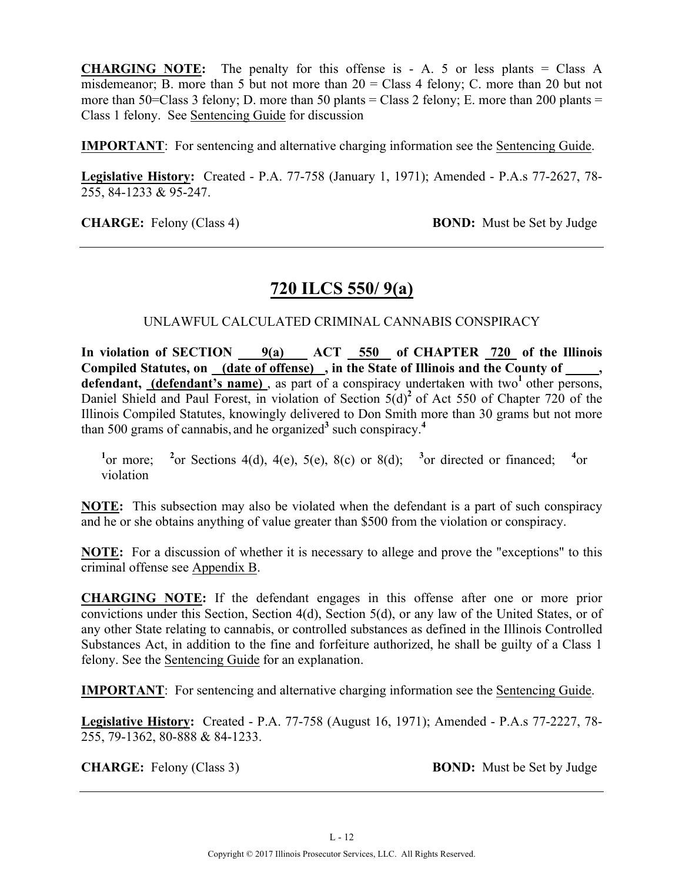**CHARGING NOTE:** The penalty for this offense is - A. 5 or less plants = Class A misdemeanor; B. more than 5 but not more than 20 = Class 4 felony; C. more than 20 but not more than 50=Class 3 felony; D. more than 50 plants = Class 2 felony; E. more than 200 plants = Class 1 felony. See Sentencing Guide for discussion

**IMPORTANT**: For sentencing and alternative charging information see the Sentencing Guide.

**Legislative History:** Created - P.A. 77-758 (January 1, 1971); Amended - P.A.s 77-2627, 78-255, 84-1233 & 95-247.

**CHARGE:** Felony (Class 4) **BOND:** Must be Set by Judge

---

## 720 ILCS 550/ 9(a)

UNLAWFUL CALCULATED CRIMINAL CANNABIS CONSPIRACY

**In violation of SECTION 9(a) ACT 550 of CHAPTER 720 of the Illinois Compiled Statutes, on (date of offense) , in the State of Illinois and the County of \_\_\_\_\_, defendant, (defendant's name)** , as part of a conspiracy undertaken with two[1] other persons, Daniel Shield and Paul Forest, in violation of Section 5(d)[2] of Act 550 of Chapter 720 of the Illinois Compiled Statutes, knowingly delivered to Don Smith more than 30 grams but not more than 500 grams of cannabis, and he organized[3] such conspiracy.[4]

[1]or more; [2]or Sections 4(d), 4(e), 5(e), 8(c) or 8(d); [3]or directed or financed; [4]or violation

**NOTE:** This subsection may also be violated when the defendant is a part of such conspiracy and he or she obtains anything of value greater than $500 from the violation or conspiracy.

**NOTE:** For a discussion of whether it is necessary to allege and prove the "exceptions" to this criminal offense see Appendix B.

**CHARGING NOTE:** If the defendant engages in this offense after one or more prior convictions under this Section, Section 4(d), Section 5(d), or any law of the United States, or of any other State relating to cannabis, or controlled substances as defined in the Illinois Controlled Substances Act, in addition to the fine and forfeiture authorized, he shall be guilty of a Class 1 felony. See the Sentencing Guide for an explanation.

**IMPORTANT**: For sentencing and alternative charging information see the Sentencing Guide.

**Legislative History:** Created - P.A. 77-758 (August 16, 1971); Amended - P.A.s 77-2227, 78-255, 79-1362, 80-888 & 84-1233.

**CHARGE:** Felony (Class 3) **BOND:** Must be Set by Judge

---

Copyright © 2017 Illinois Prosecutor Services, LLC. All Rights Reserved.